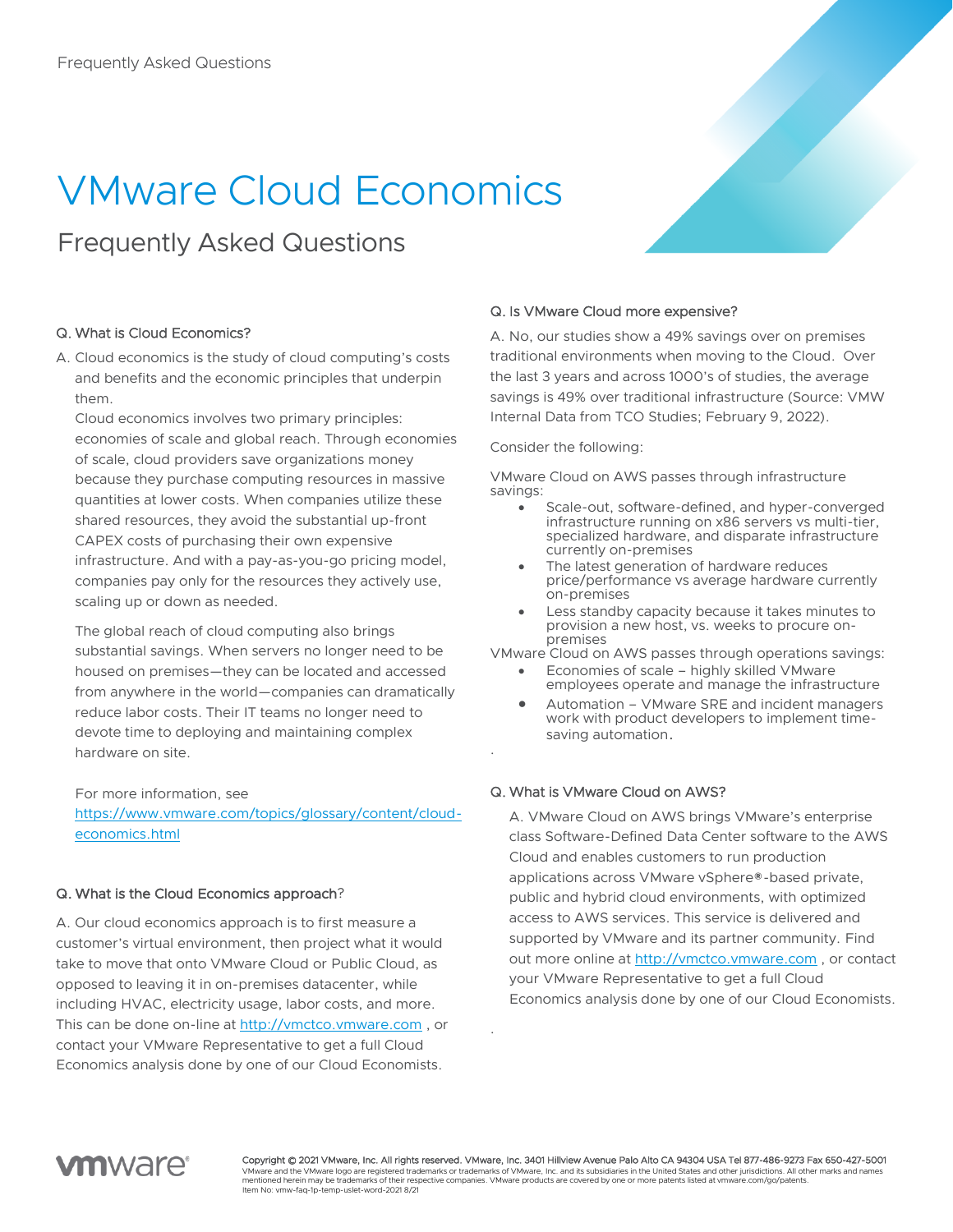# VMware Cloud Economics

## Frequently Asked Questions

**Q. What is Cloud Economics?**

A. Cloud economics is the study of cloud computing's costs and benefits and the economic principles that underpin them.

Cloud economics involves two primary principles: economies of scale and global reach. Through economies of scale, cloud providers save organizations money because they purchase computing resources in massive quantities at lower costs. When companies utilize these shared resources, they avoid the substantial up-front CAPEX costs of purchasing their own expensive infrastructure. And with a pay-as-you-go pricing model, companies pay only for the resources they actively use, scaling up or down as needed.

The global reach of cloud computing also brings substantial savings. When servers no longer need to be housed on premises—they can be located and accessed from anywhere in the world—companies can dramatically reduce labor costs. Their IT teams no longer need to devote time to deploying and maintaining complex hardware on site.

For more information, see https://www.vmware.com/topics/glossary/content/cloud-economics.html

**Q. What is the Cloud Economics approach?**

A. Our cloud economics approach is to first measure a customer's virtual environment, then project what it would take to move that onto VMware Cloud or Public Cloud, as opposed to leaving it in on-premises datacenter, while including HVAC, electricity usage, labor costs, and more. This can be done on-line at http://vmctco.vmware.com , or contact your VMware Representative to get a full Cloud Economics analysis done by one of our Cloud Economists.

**Q. Is VMware Cloud more expensive?**

A. No, our studies show a 49% savings over on premises traditional environments when moving to the Cloud. Over the last 3 years and across 1000's of studies, the average savings is 49% over traditional infrastructure (Source: VMW Internal Data from TCO Studies; February 9, 2022).

Consider the following:

VMware Cloud on AWS passes through infrastructure savings:

- Scale-out, software-defined, and hyper-converged infrastructure running on x86 servers vs multi-tier, specialized hardware, and disparate infrastructure currently on-premises
- The latest generation of hardware reduces price/performance vs average hardware currently on-premises
- Less standby capacity because it takes minutes to provision a new host, vs. weeks to procure on-premises

VMware Cloud on AWS passes through operations savings:

- Economies of scale – highly skilled VMware employees operate and manage the infrastructure
- Automation – VMware SRE and incident managers work with product developers to implement time-saving automation.

**Q. What is VMware Cloud on AWS?**

A. VMware Cloud on AWS brings VMware's enterprise class Software-Defined Data Center software to the AWS Cloud and enables customers to run production applications across VMware vSphere®-based private, public and hybrid cloud environments, with optimized access to AWS services. This service is delivered and supported by VMware and its partner community. Find out more online at http://vmctco.vmware.com , or contact your VMware Representative to get a full Cloud Economics analysis done by one of our Cloud Economists.

Copyright © 2021 VMware, Inc. All rights reserved. VMware, Inc. 3401 Hillview Avenue Palo Alto CA 94304 USA Tel 877-486-9273 Fax 650-427-5001
VMware and the VMware logo are registered trademarks or trademarks of VMware, Inc. and its subsidiaries in the United States and other jurisdictions. All other marks and names mentioned herein may be trademarks of their respective companies. VMware products are covered by one or more patents listed at vmware.com/go/patents.
Item No: vmw-faq-1p-temp-uslet-word-2021 8/21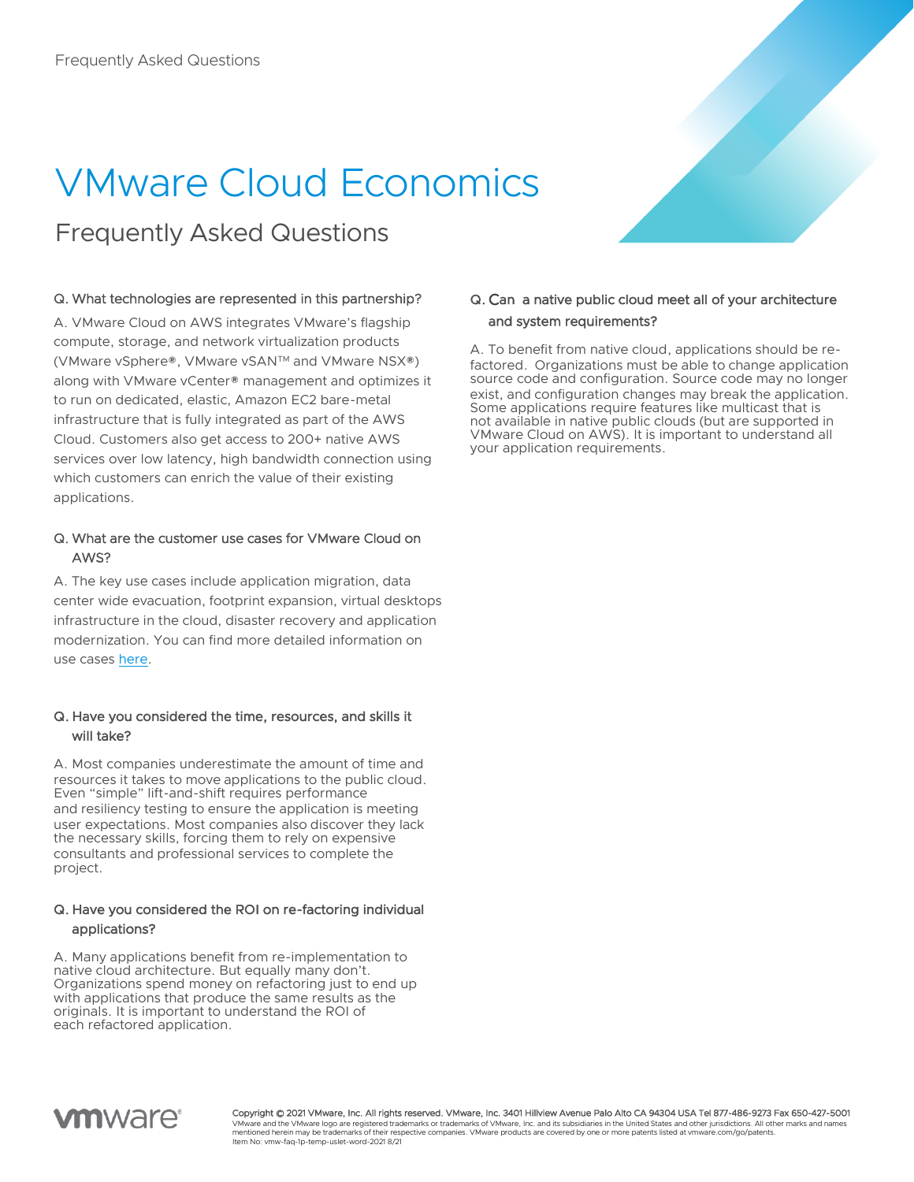Frequently Asked Questions

# VMware Cloud Economics

## Frequently Asked Questions

**Q. What technologies are represented in this partnership?**

A. VMware Cloud on AWS integrates VMware's flagship compute, storage, and network virtualization products (VMware vSphere®, VMware vSAN™ and VMware NSX®) along with VMware vCenter® management and optimizes it to run on dedicated, elastic, Amazon EC2 bare-metal infrastructure that is fully integrated as part of the AWS Cloud. Customers also get access to 200+ native AWS services over low latency, high bandwidth connection using which customers can enrich the value of their existing applications.

**Q. What are the customer use cases for VMware Cloud on AWS?**

A. The key use cases include application migration, data center wide evacuation, footprint expansion, virtual desktops infrastructure in the cloud, disaster recovery and application modernization. You can find more detailed information on use cases [here](here).

**Q. Have you considered the time, resources, and skills it will take?**

A. Most companies underestimate the amount of time and resources it takes to move applications to the public cloud. Even "simple" lift-and-shift requires performance and resiliency testing to ensure the application is meeting user expectations. Most companies also discover they lack the necessary skills, forcing them to rely on expensive consultants and professional services to complete the project.

**Q. Have you considered the ROI on re-factoring individual applications?**

A. Many applications benefit from re-implementation to native cloud architecture. But equally many don't. Organizations spend money on refactoring just to end up with applications that produce the same results as the originals. It is important to understand the ROI of each refactored application.

**Q. Can a native public cloud meet all of your architecture and system requirements?**

A. To benefit from native cloud, applications should be re-factored. Organizations must be able to change application source code and configuration. Source code may no longer exist, and configuration changes may break the application. Some applications require features like multicast that is not available in native public clouds (but are supported in VMware Cloud on AWS). It is important to understand all your application requirements.

Copyright © 2021 VMware, Inc. All rights reserved. VMware, Inc. 3401 Hillview Avenue Palo Alto CA 94304 USA Tel 877-486-9273 Fax 650-427-5001
VMware and the VMware logo are registered trademarks or trademarks of VMware, Inc. and its subsidiaries in the United States and other jurisdictions. All other marks and names mentioned herein may be trademarks of their respective companies. VMware products are covered by one or more patents listed at vmware.com/go/patents.
Item No: vmw-faq-1p-temp-uslet-word-2021 8/21